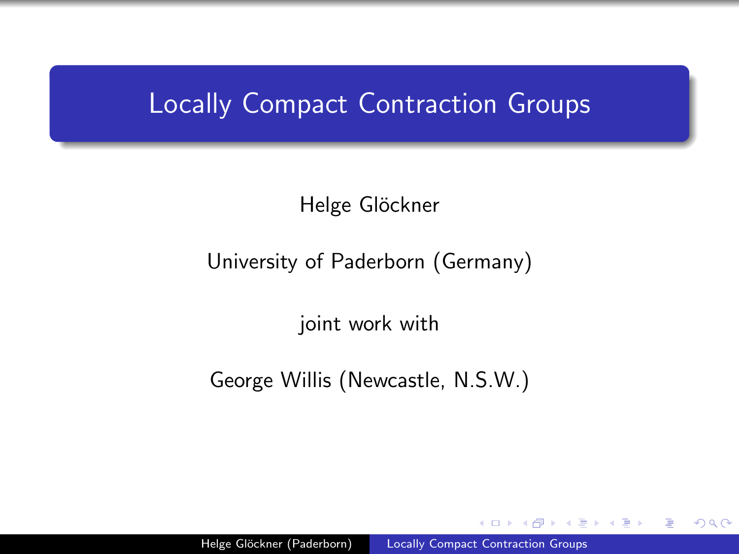# Locally Compact Contraction Groups

Helge Glöckner

University of Paderborn (Germany)

joint work with

George Willis (Newcastle, N.S.W.)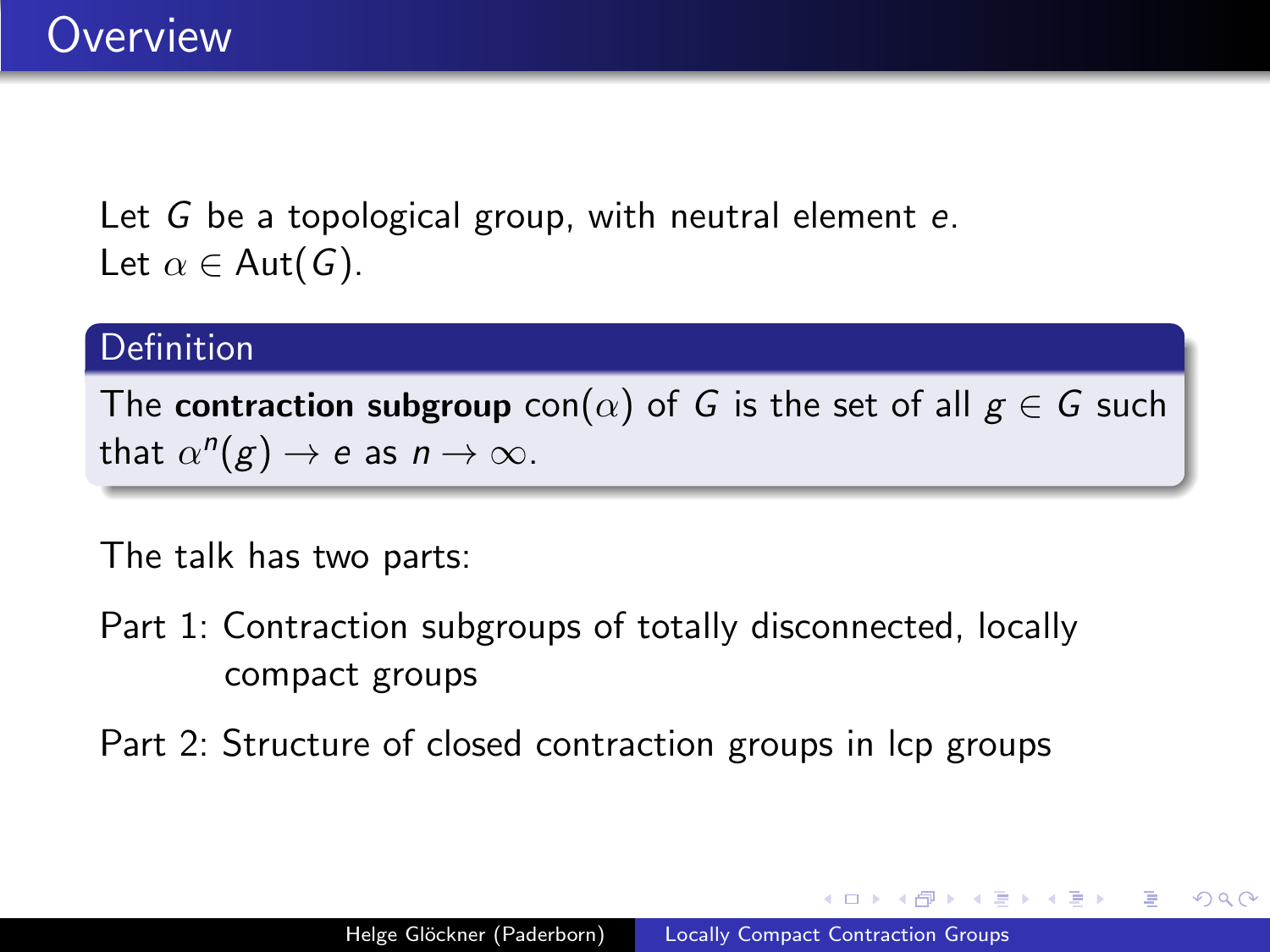# Overview

Let $G$ be a topological group, with neutral element $e$.
Let $\alpha \in \mathrm{Aut}(G)$.

**Definition**

The **contraction subgroup** $\mathrm{con}(\alpha)$ of $G$ is the set of all $g \in G$ such that $\alpha^n(g) \to e$ as $n \to \infty$.

The talk has two parts:

Part 1: Contraction subgroups of totally disconnected, locally compact groups

Part 2: Structure of closed contraction groups in lcp groups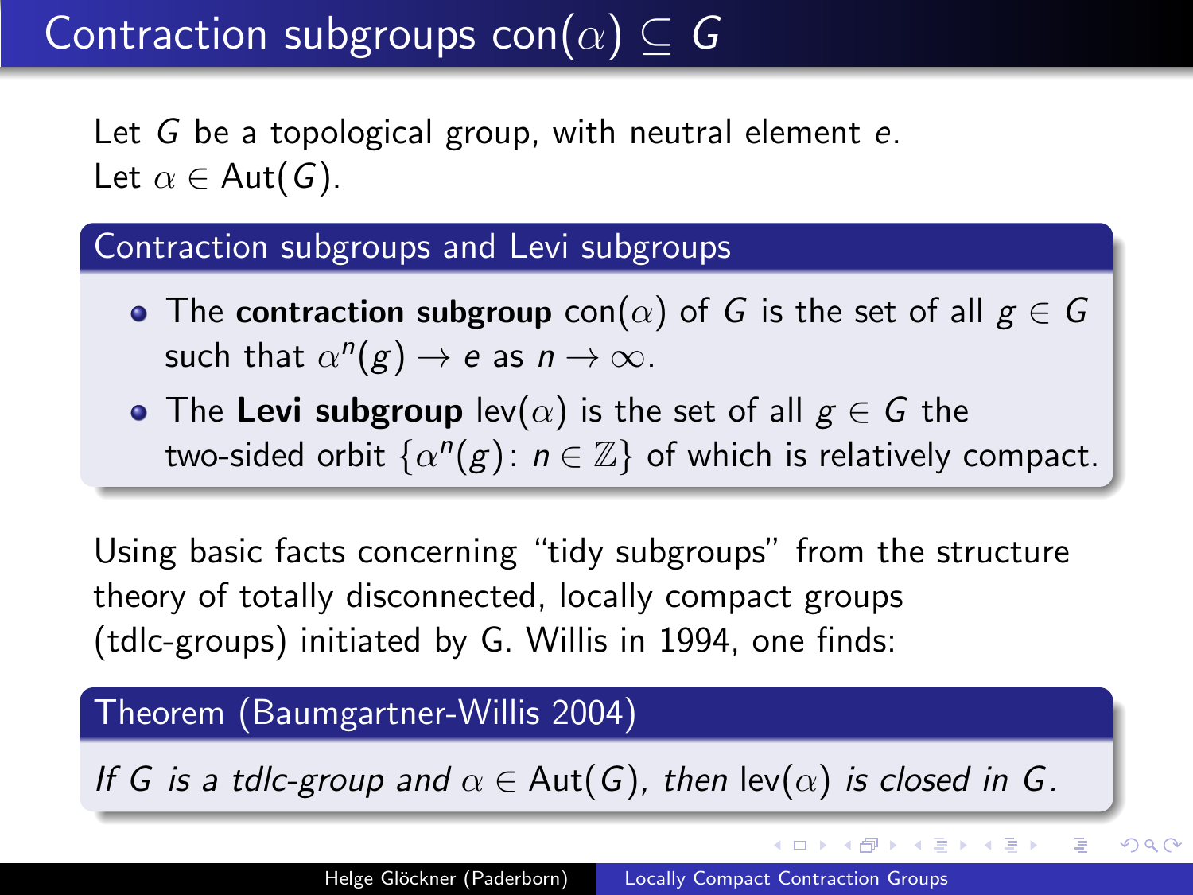# Contraction subgroups $\text{con}(\alpha) \subseteq G$

Let $G$ be a topological group, with neutral element $e$.
Let $\alpha \in \text{Aut}(G)$.

### Contraction subgroups and Levi subgroups

- The **contraction subgroup** $\text{con}(\alpha)$ of $G$ is the set of all $g \in G$ such that $\alpha^n(g) \to e$ as $n \to \infty$.
- The **Levi subgroup** $\text{lev}(\alpha)$ is the set of all $g \in G$ the two-sided orbit $\{\alpha^n(g) \colon n \in \mathbb{Z}\}$ of which is relatively compact.

Using basic facts concerning "tidy subgroups" from the structure theory of totally disconnected, locally compact groups (tdlc-groups) initiated by G. Willis in 1994, one finds:

### Theorem (Baumgartner-Willis 2004)

*If $G$ is a tdlc-group and $\alpha \in \text{Aut}(G)$, then $\text{lev}(\alpha)$ is closed in $G$.*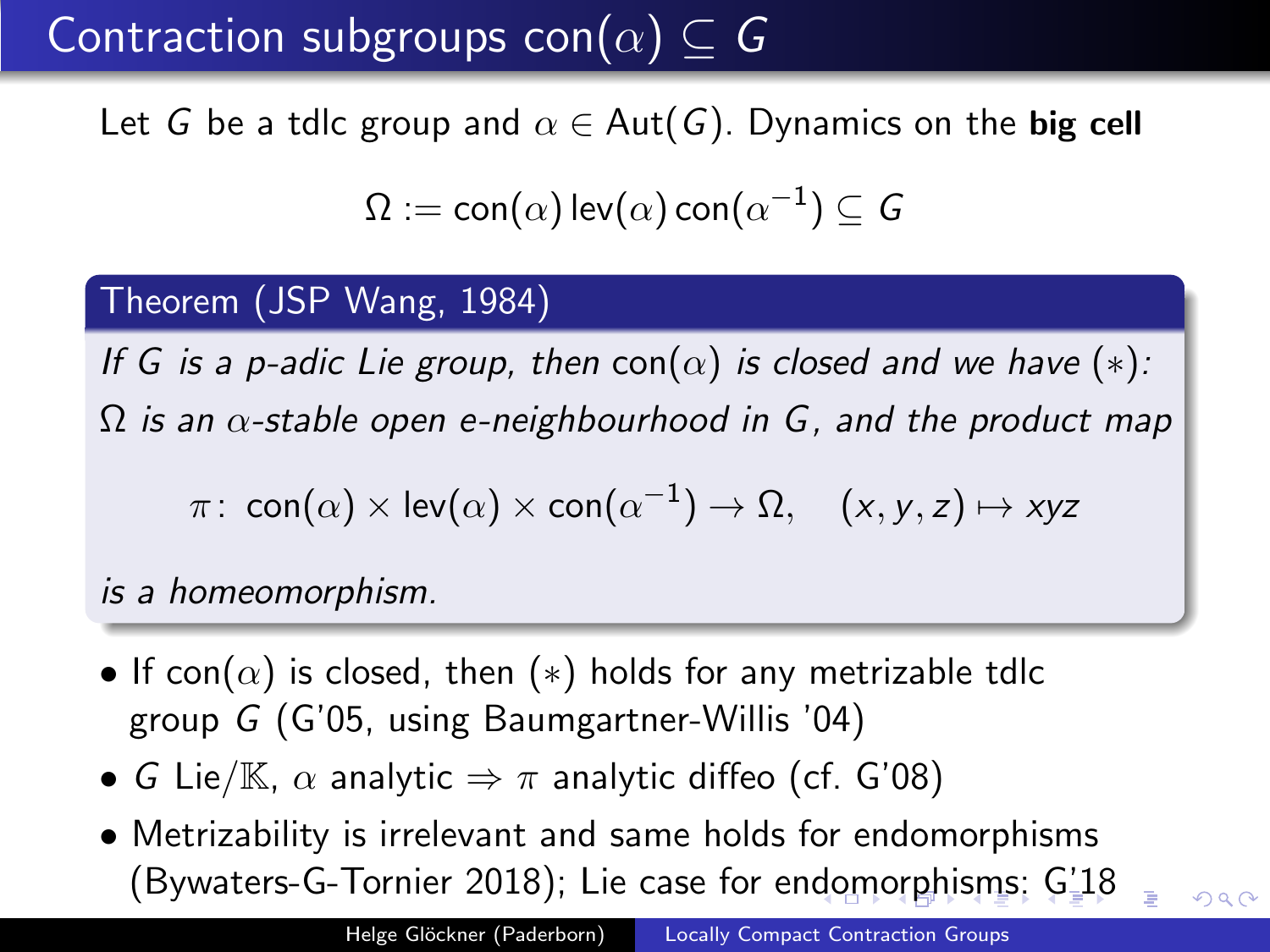# Contraction subgroups $\mathrm{con}(\alpha) \subseteq G$

Let $G$ be a tdlc group and $\alpha \in \mathrm{Aut}(G)$. Dynamics on the **big cell**

$$\Omega := \mathrm{con}(\alpha)\,\mathrm{lev}(\alpha)\,\mathrm{con}(\alpha^{-1}) \subseteq G$$

**Theorem (JSP Wang, 1984)**

*If $G$ is a p-adic Lie group, then $\mathrm{con}(\alpha)$ is closed and we have $(*)$: $\Omega$ is an $\alpha$-stable open e-neighbourhood in $G$, and the product map*

$$\pi\colon\ \mathrm{con}(\alpha) \times \mathrm{lev}(\alpha) \times \mathrm{con}(\alpha^{-1}) \to \Omega, \quad (x, y, z) \mapsto xyz$$

*is a homeomorphism.*

- If $\mathrm{con}(\alpha)$ is closed, then $(*)$ holds for any metrizable tdlc group $G$ (G'05, using Baumgartner-Willis '04)
- $G$ Lie$/\mathbb{K}$, $\alpha$ analytic $\Rightarrow$ $\pi$ analytic diffeo (cf. G'08)
- Metrizability is irrelevant and same holds for endomorphisms (Bywaters-G-Tornier 2018); Lie case for endomorphisms: G'18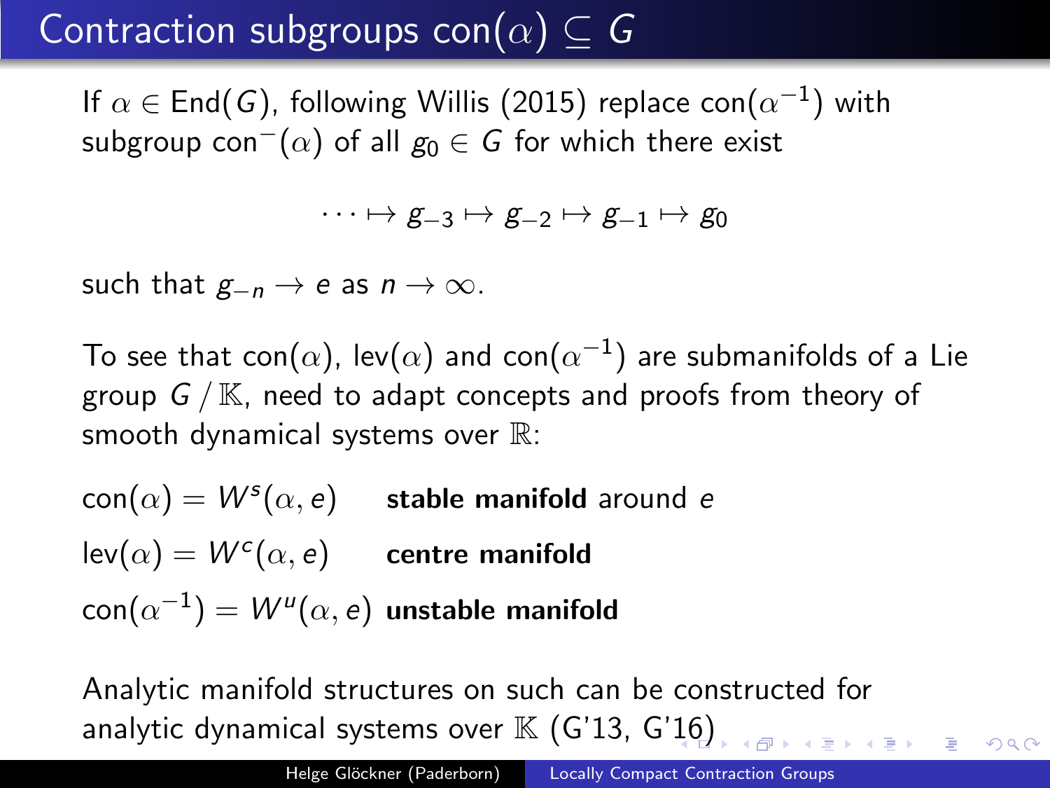# Contraction subgroups $\text{con}(\alpha) \subseteq G$

If $\alpha \in \text{End}(G)$, following Willis (2015) replace $\text{con}(\alpha^{-1})$ with subgroup $\text{con}^{-}(\alpha)$ of all $g_0 \in G$ for which there exist

$$\cdots \mapsto g_{-3} \mapsto g_{-2} \mapsto g_{-1} \mapsto g_0$$

such that $g_{-n} \to e$ as $n \to \infty$.

To see that $\text{con}(\alpha)$, $\text{lev}(\alpha)$ and $\text{con}(\alpha^{-1})$ are submanifolds of a Lie group $G \,/\, \mathbb{K}$, need to adapt concepts and proofs from theory of smooth dynamical systems over $\mathbb{R}$:

$\text{con}(\alpha) = W^s(\alpha, e)$ **stable manifold** around $e$

$\text{lev}(\alpha) = W^c(\alpha, e)$ **centre manifold**

$\text{con}(\alpha^{-1}) = W^u(\alpha, e)$ **unstable manifold**

Analytic manifold structures on such can be constructed for analytic dynamical systems over $\mathbb{K}$ (G'13, G'16)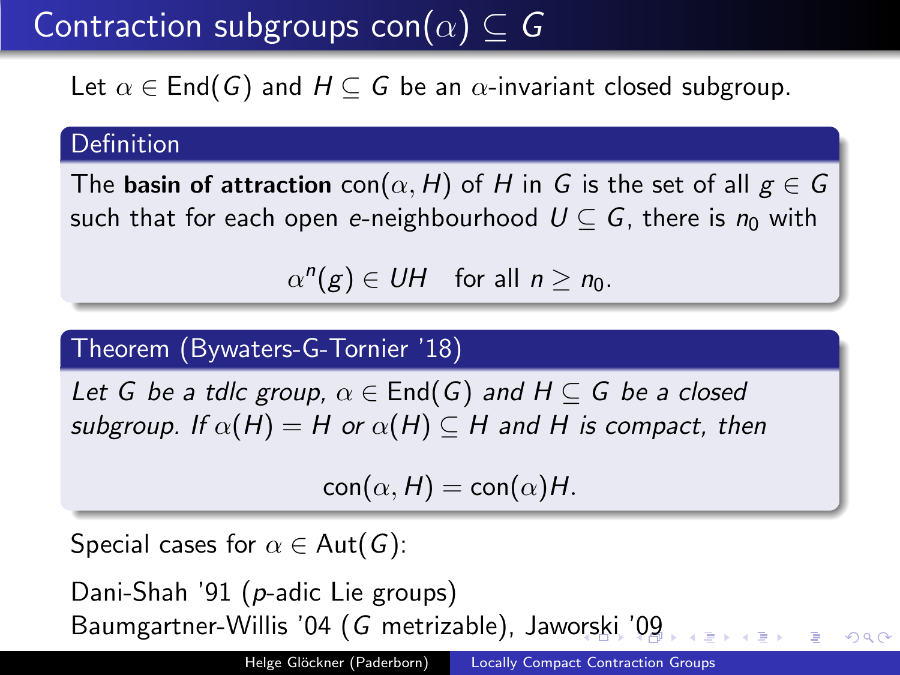# Contraction subgroups $\mathrm{con}(\alpha) \subseteq G$

Let $\alpha \in \mathrm{End}(G)$ and $H \subseteq G$ be an $\alpha$-invariant closed subgroup.

**Definition**

The **basin of attraction** $\mathrm{con}(\alpha, H)$ of $H$ in $G$ is the set of all $g \in G$ such that for each open $e$-neighbourhood $U \subseteq G$, there is $n_0$ with

$$\alpha^n(g) \in UH \quad \text{for all } n \geq n_0.$$

**Theorem (Bywaters-G-Tornier '18)**

*Let $G$ be a tdlc group, $\alpha \in \mathrm{End}(G)$ and $H \subseteq G$ be a closed subgroup. If $\alpha(H) = H$ or $\alpha(H) \subseteq H$ and $H$ is compact, then*

$$\mathrm{con}(\alpha, H) = \mathrm{con}(\alpha)H.$$

Special cases for $\alpha \in \mathrm{Aut}(G)$:

Dani-Shah '91 ($p$-adic Lie groups)
Baumgartner-Willis '04 ($G$ metrizable), Jaworski '09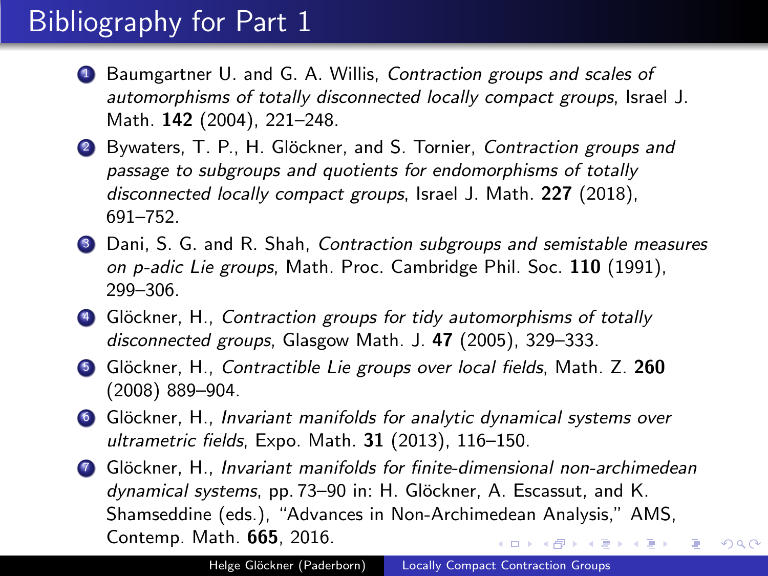# Bibliography for Part 1

1. Baumgartner U. and G. A. Willis, *Contraction groups and scales of automorphisms of totally disconnected locally compact groups*, Israel J. Math. **142** (2004), 221–248.
2. Bywaters, T. P., H. Glöckner, and S. Tornier, *Contraction groups and passage to subgroups and quotients for endomorphisms of totally disconnected locally compact groups*, Israel J. Math. **227** (2018), 691–752.
3. Dani, S. G. and R. Shah, *Contraction subgroups and semistable measures on p-adic Lie groups*, Math. Proc. Cambridge Phil. Soc. **110** (1991), 299–306.
4. Glöckner, H., *Contraction groups for tidy automorphisms of totally disconnected groups*, Glasgow Math. J. **47** (2005), 329–333.
5. Glöckner, H., *Contractible Lie groups over local fields*, Math. Z. **260** (2008) 889–904.
6. Glöckner, H., *Invariant manifolds for analytic dynamical systems over ultrametric fields*, Expo. Math. **31** (2013), 116–150.
7. Glöckner, H., *Invariant manifolds for finite-dimensional non-archimedean dynamical systems*, pp. 73–90 in: H. Glöckner, A. Escassut, and K. Shamseddine (eds.), "Advances in Non-Archimedean Analysis," AMS, Contemp. Math. **665**, 2016.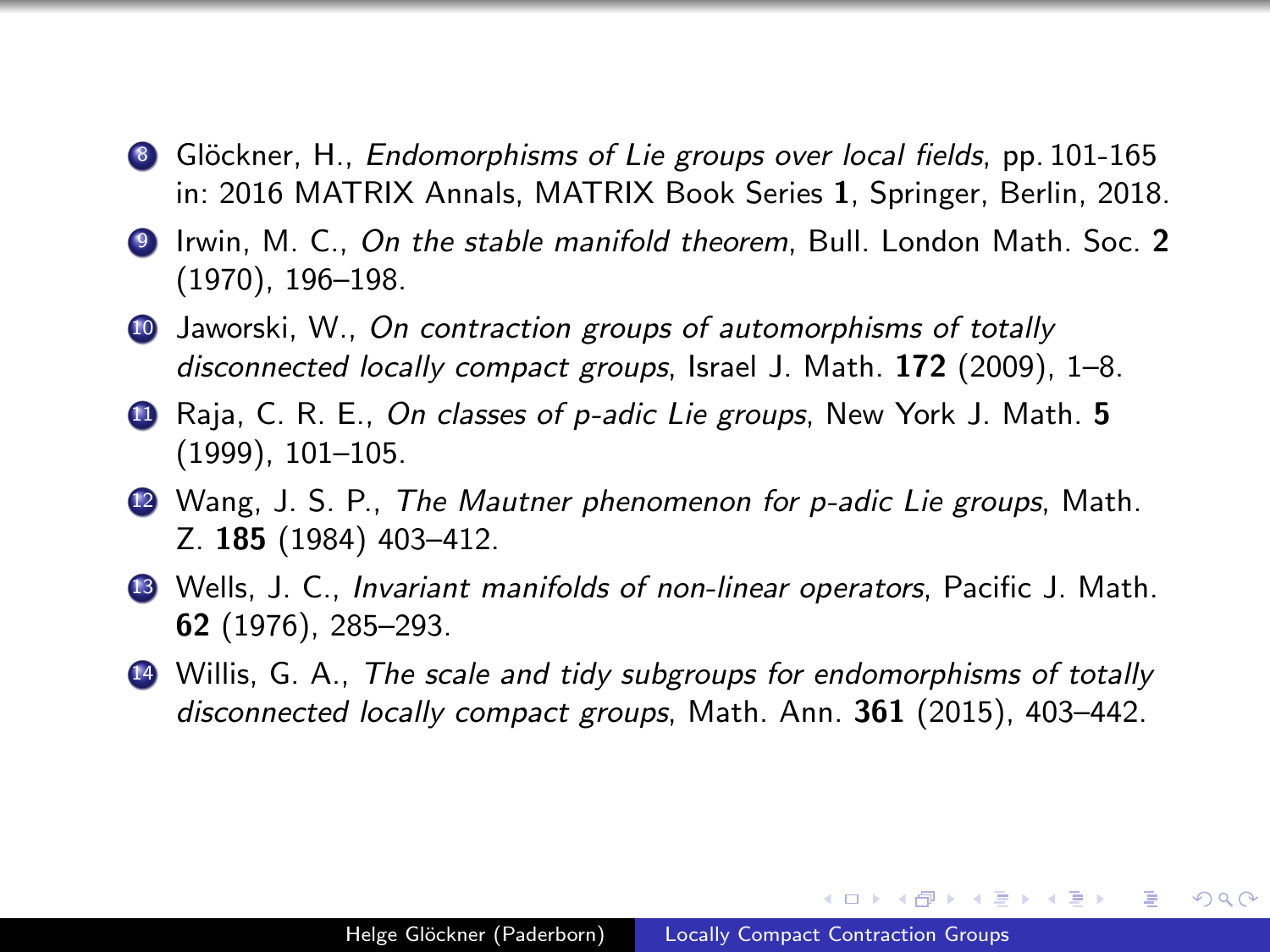8. Glöckner, H., *Endomorphisms of Lie groups over local fields*, pp. 101-165 in: 2016 MATRIX Annals, MATRIX Book Series **1**, Springer, Berlin, 2018.
9. Irwin, M. C., *On the stable manifold theorem*, Bull. London Math. Soc. **2** (1970), 196–198.
10. Jaworski, W., *On contraction groups of automorphisms of totally disconnected locally compact groups*, Israel J. Math. **172** (2009), 1–8.
11. Raja, C. R. E., *On classes of p-adic Lie groups*, New York J. Math. **5** (1999), 101–105.
12. Wang, J. S. P., *The Mautner phenomenon for p-adic Lie groups*, Math. Z. **185** (1984) 403–412.
13. Wells, J. C., *Invariant manifolds of non-linear operators*, Pacific J. Math. **62** (1976), 285–293.
14. Willis, G. A., *The scale and tidy subgroups for endomorphisms of totally disconnected locally compact groups*, Math. Ann. **361** (2015), 403–442.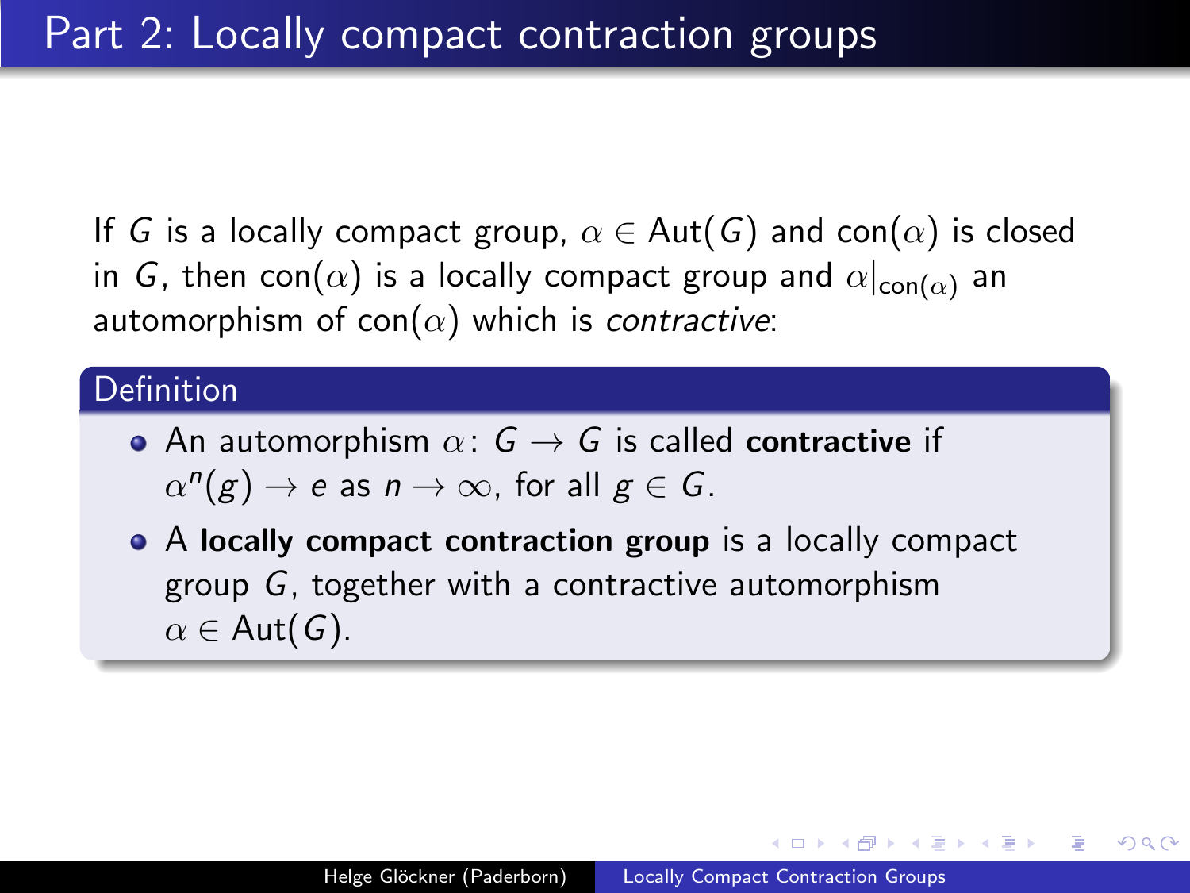# Part 2: Locally compact contraction groups

If $G$ is a locally compact group, $\alpha \in \mathrm{Aut}(G)$ and $\mathrm{con}(\alpha)$ is closed in $G$, then $\mathrm{con}(\alpha)$ is a locally compact group and $\alpha|_{\mathrm{con}(\alpha)}$ an automorphism of $\mathrm{con}(\alpha)$ which is *contractive*:

## Definition

- An automorphism $\alpha \colon G \to G$ is called **contractive** if $\alpha^n(g) \to e$ as $n \to \infty$, for all $g \in G$.
- A **locally compact contraction group** is a locally compact group $G$, together with a contractive automorphism $\alpha \in \mathrm{Aut}(G)$.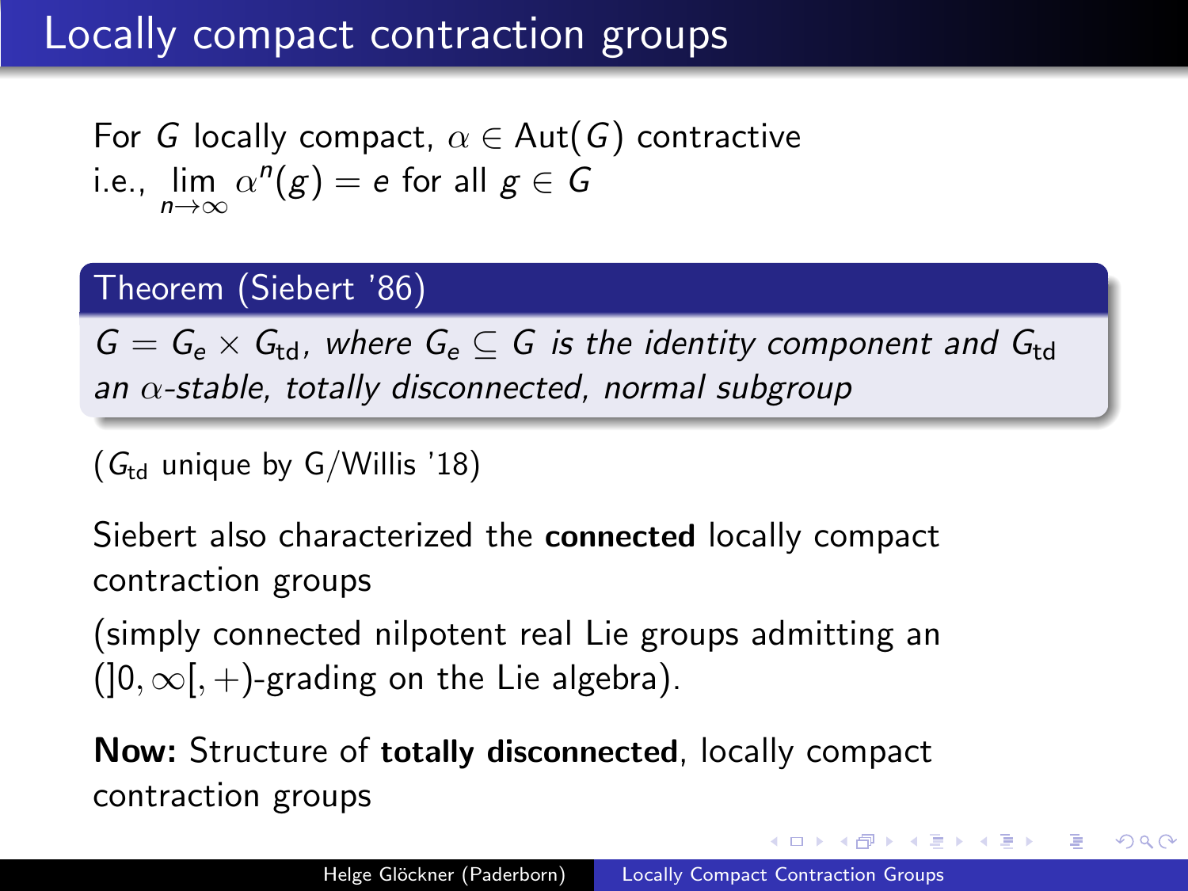# Locally compact contraction groups

For $G$ locally compact, $\alpha \in \mathrm{Aut}(G)$ contractive
i.e., $\lim_{n\to\infty} \alpha^n(g) = e$ for all $g \in G$

**Theorem (Siebert '86)**

*$G = G_e \times G_{\mathrm{td}}$, where $G_e \subseteq G$ is the identity component and $G_{\mathrm{td}}$ an $\alpha$-stable, totally disconnected, normal subgroup*

($G_{\mathrm{td}}$ unique by G/Willis '18)

Siebert also characterized the **connected** locally compact contraction groups

(simply connected nilpotent real Lie groups admitting an $(]0,\infty[,+)$-grading on the Lie algebra).

**Now:** Structure of **totally disconnected**, locally compact contraction groups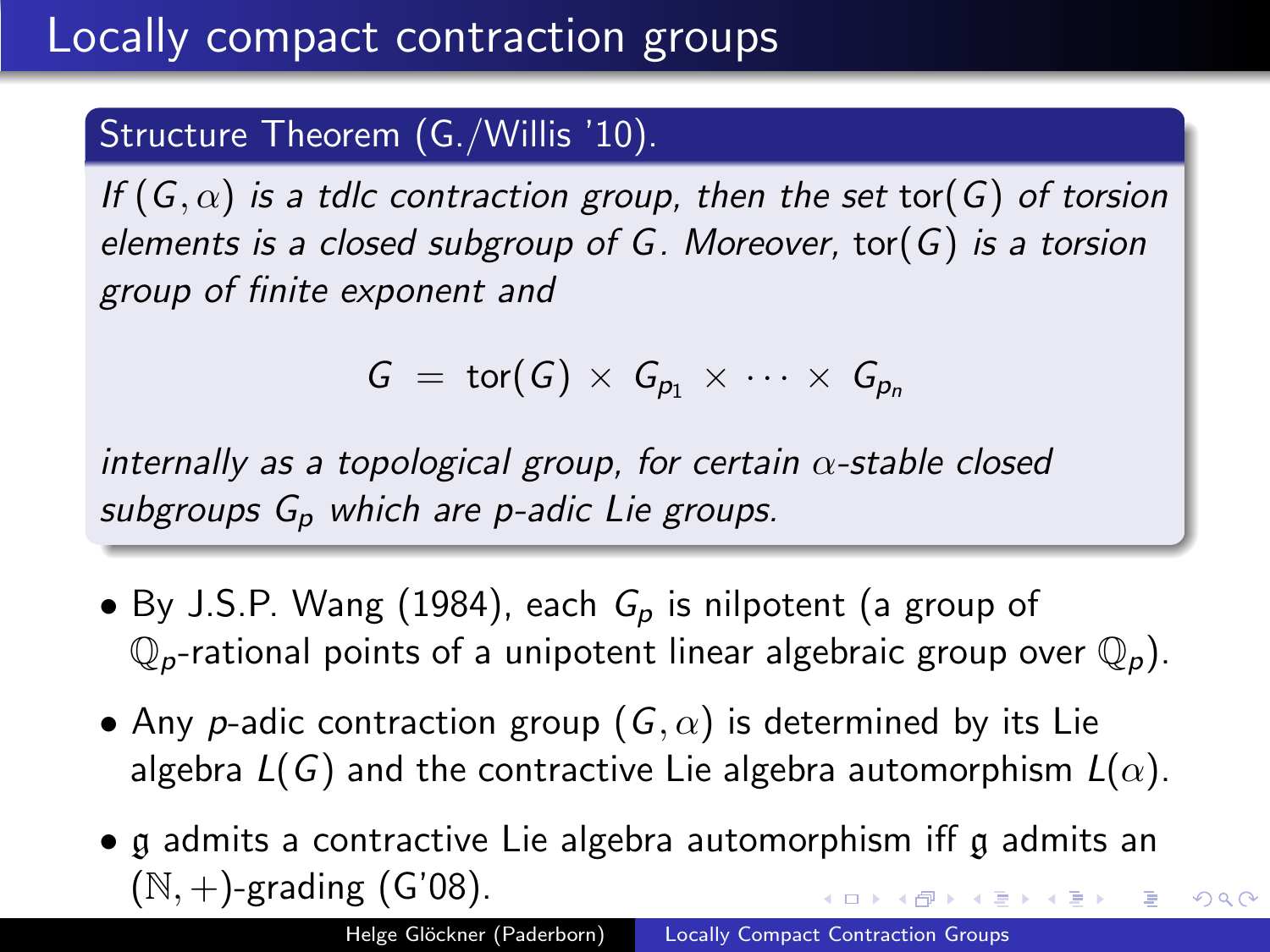# Locally compact contraction groups

**Structure Theorem (G./Willis '10).**

*If $(G, \alpha)$ is a tdlc contraction group, then the set $\mathrm{tor}(G)$ of torsion elements is a closed subgroup of $G$. Moreover, $\mathrm{tor}(G)$ is a torsion group of finite exponent and*

$$G \;=\; \mathrm{tor}(G) \times G_{p_1} \times \cdots \times G_{p_n}$$

*internally as a topological group, for certain $\alpha$-stable closed subgroups $G_p$ which are $p$-adic Lie groups.*

- By J.S.P. Wang (1984), each $G_p$ is nilpotent (a group of $\mathbb{Q}_p$-rational points of a unipotent linear algebraic group over $\mathbb{Q}_p$).
- Any $p$-adic contraction group $(G, \alpha)$ is determined by its Lie algebra $L(G)$ and the contractive Lie algebra automorphism $L(\alpha)$.
- $\mathfrak{g}$ admits a contractive Lie algebra automorphism iff $\mathfrak{g}$ admits an $(\mathbb{N}, +)$-grading (G'08).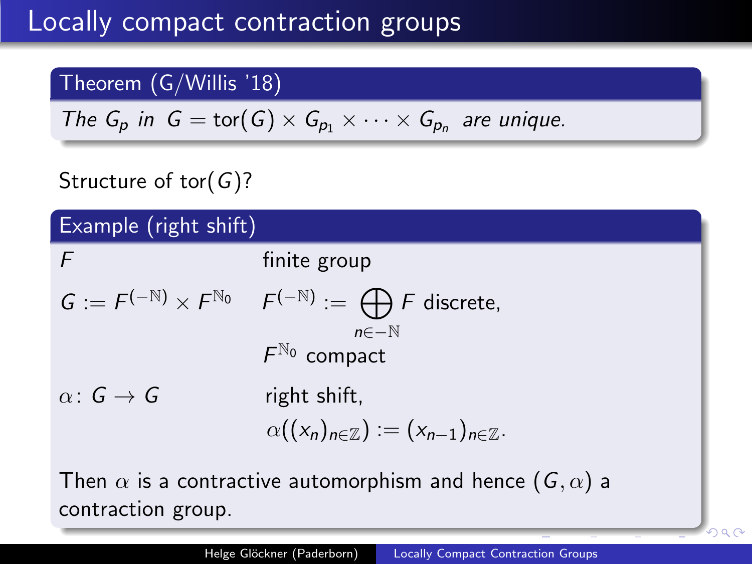# Locally compact contraction groups

**Theorem (G/Willis '18)**

*The $G_p$ in $G = \text{tor}(G) \times G_{p_1} \times \cdots \times G_{p_n}$ are unique.*

Structure of $\text{tor}(G)$?

**Example (right shift)**

$F$ finite group

$G := F^{(-\mathbb{N})} \times F^{\mathbb{N}_0}$  $F^{(-\mathbb{N})} := \bigoplus_{n \in -\mathbb{N}} F$ discrete,

$F^{\mathbb{N}_0}$ compact

$\alpha \colon G \to G$  right shift,

$\alpha((x_n)_{n\in\mathbb{Z}}) := (x_{n-1})_{n\in\mathbb{Z}}$.

Then $\alpha$ is a contractive automorphism and hence $(G, \alpha)$ a contraction group.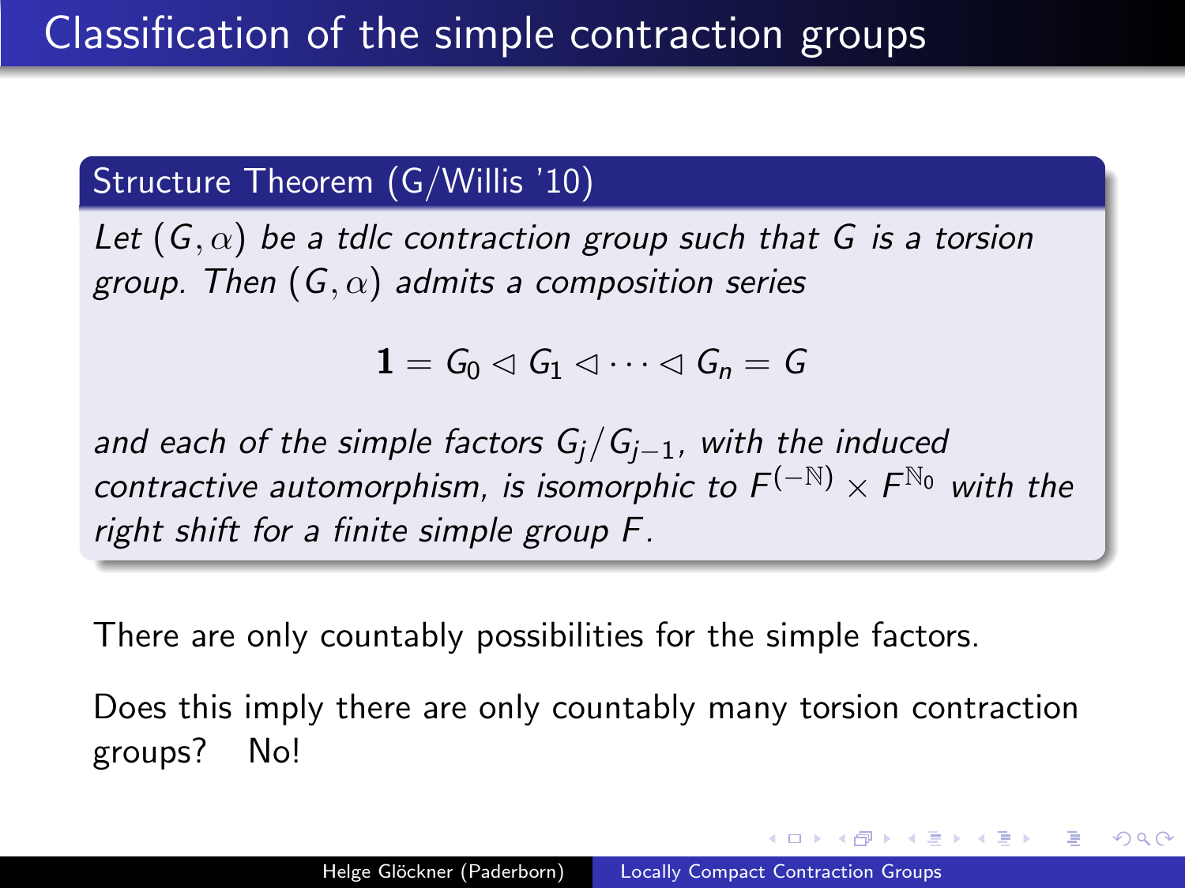# Classification of the simple contraction groups

**Structure Theorem (G/Willis '10)**

*Let $(G, \alpha)$ be a tdlc contraction group such that $G$ is a torsion group. Then $(G, \alpha)$ admits a composition series*

$$\mathbf{1} = G_0 \lhd G_1 \lhd \cdots \lhd G_n = G$$

*and each of the simple factors $G_j/G_{j-1}$, with the induced contractive automorphism, is isomorphic to $F^{(-\mathbb{N})} \times F^{\mathbb{N}_0}$ with the right shift for a finite simple group $F$.*

There are only countably possibilities for the simple factors.

Does this imply there are only countably many torsion contraction groups? No!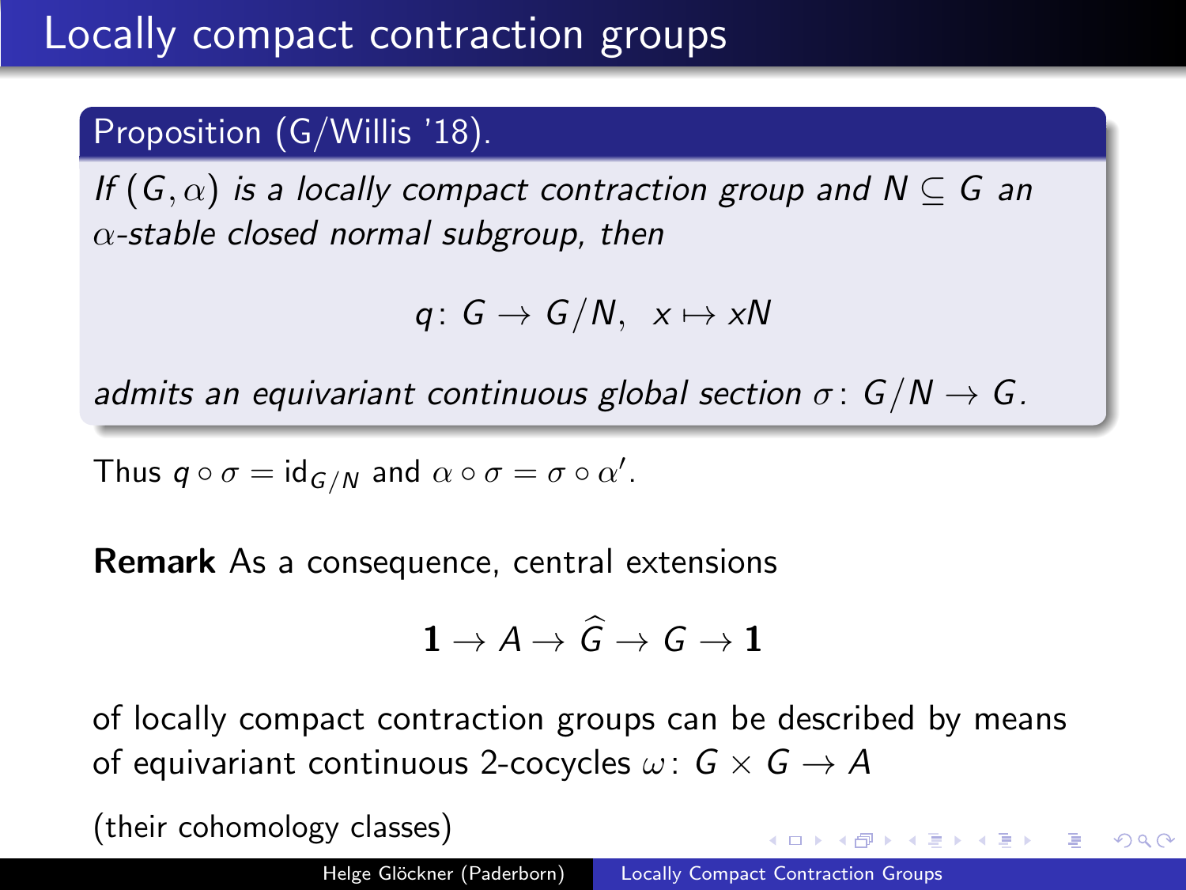# Locally compact contraction groups

**Proposition (G/Willis '18).**

*If $(G, \alpha)$ is a locally compact contraction group and $N \subseteq G$ an $\alpha$-stable closed normal subgroup, then*

$$q \colon G \to G/N, \;\; x \mapsto xN$$

*admits an equivariant continuous global section $\sigma \colon G/N \to G$.*

Thus $q \circ \sigma = \mathrm{id}_{G/N}$ and $\alpha \circ \sigma = \sigma \circ \alpha'$.

**Remark** As a consequence, central extensions

$$\mathbf{1} \to A \to \widehat{G} \to G \to \mathbf{1}$$

of locally compact contraction groups can be described by means of equivariant continuous 2-cocycles $\omega \colon G \times G \to A$

(their cohomology classes)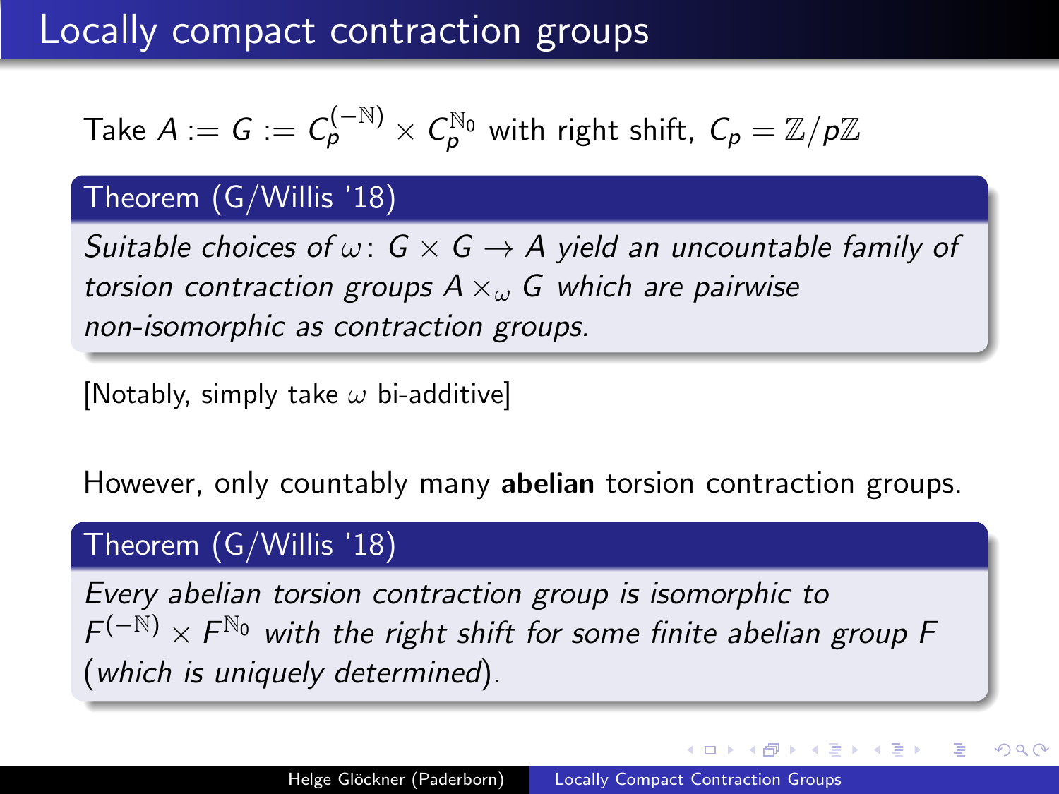# Locally compact contraction groups

Take $A := G := C_p^{(-\mathbb{N})} \times C_p^{\mathbb{N}_0}$ with right shift, $C_p = \mathbb{Z}/p\mathbb{Z}$

**Theorem (G/Willis '18)**

*Suitable choices of $\omega\colon G \times G \to A$ yield an uncountable family of torsion contraction groups $A \times_\omega G$ which are pairwise non-isomorphic as contraction groups.*

[Notably, simply take $\omega$ bi-additive]

However, only countably many **abelian** torsion contraction groups.

**Theorem (G/Willis '18)**

*Every abelian torsion contraction group is isomorphic to $F^{(-\mathbb{N})} \times F^{\mathbb{N}_0}$ with the right shift for some finite abelian group $F$ (which is uniquely determined).*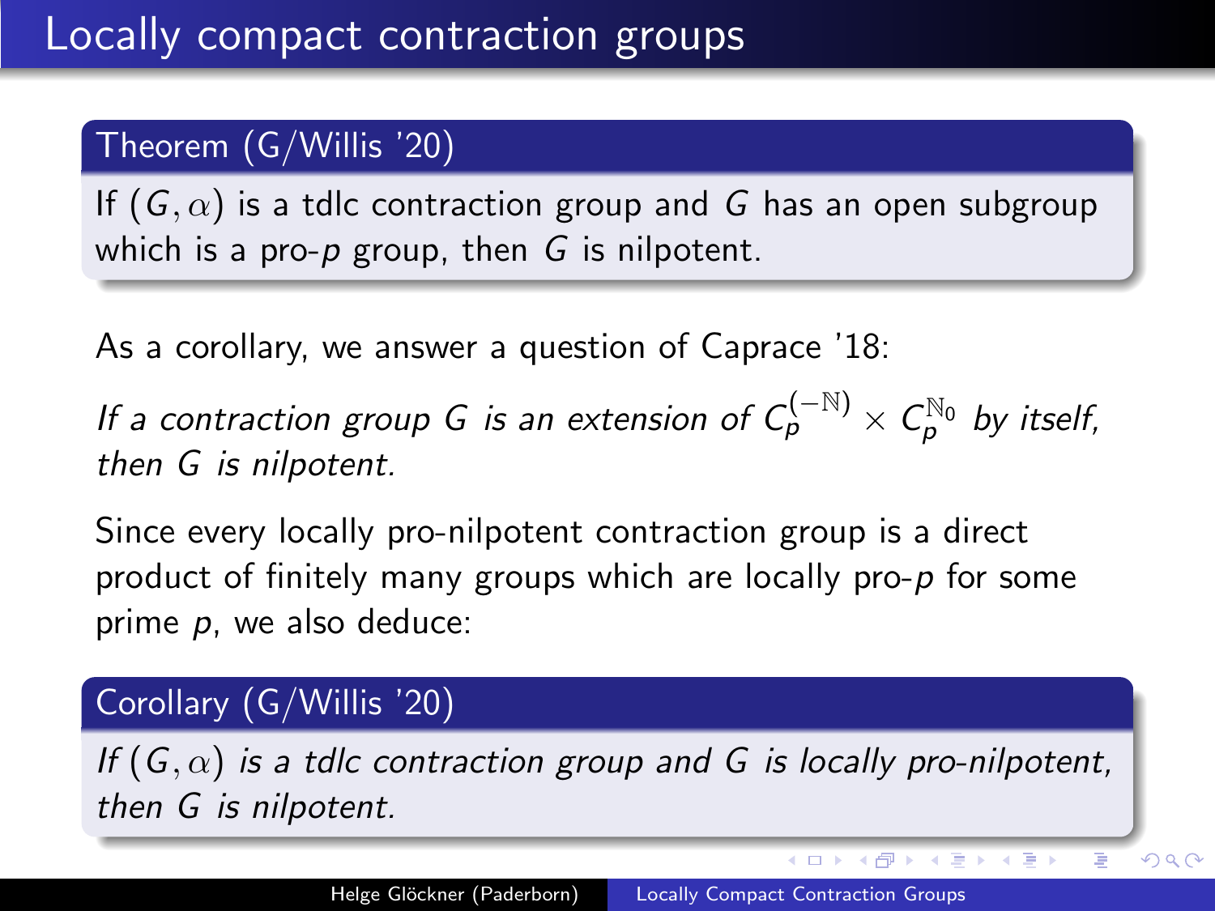# Locally compact contraction groups

**Theorem (G/Willis '20)**

If $(G, \alpha)$ is a tdlc contraction group and $G$ has an open subgroup which is a pro-$p$ group, then $G$ is nilpotent.

As a corollary, we answer a question of Caprace '18:

*If a contraction group $G$ is an extension of $C_p^{(-\mathbb{N})} \times C_p^{\mathbb{N}_0}$ by itself, then $G$ is nilpotent.*

Since every locally pro-nilpotent contraction group is a direct product of finitely many groups which are locally pro-$p$ for some prime $p$, we also deduce:

**Corollary (G/Willis '20)**

*If $(G, \alpha)$ is a tdlc contraction group and $G$ is locally pro-nilpotent, then $G$ is nilpotent.*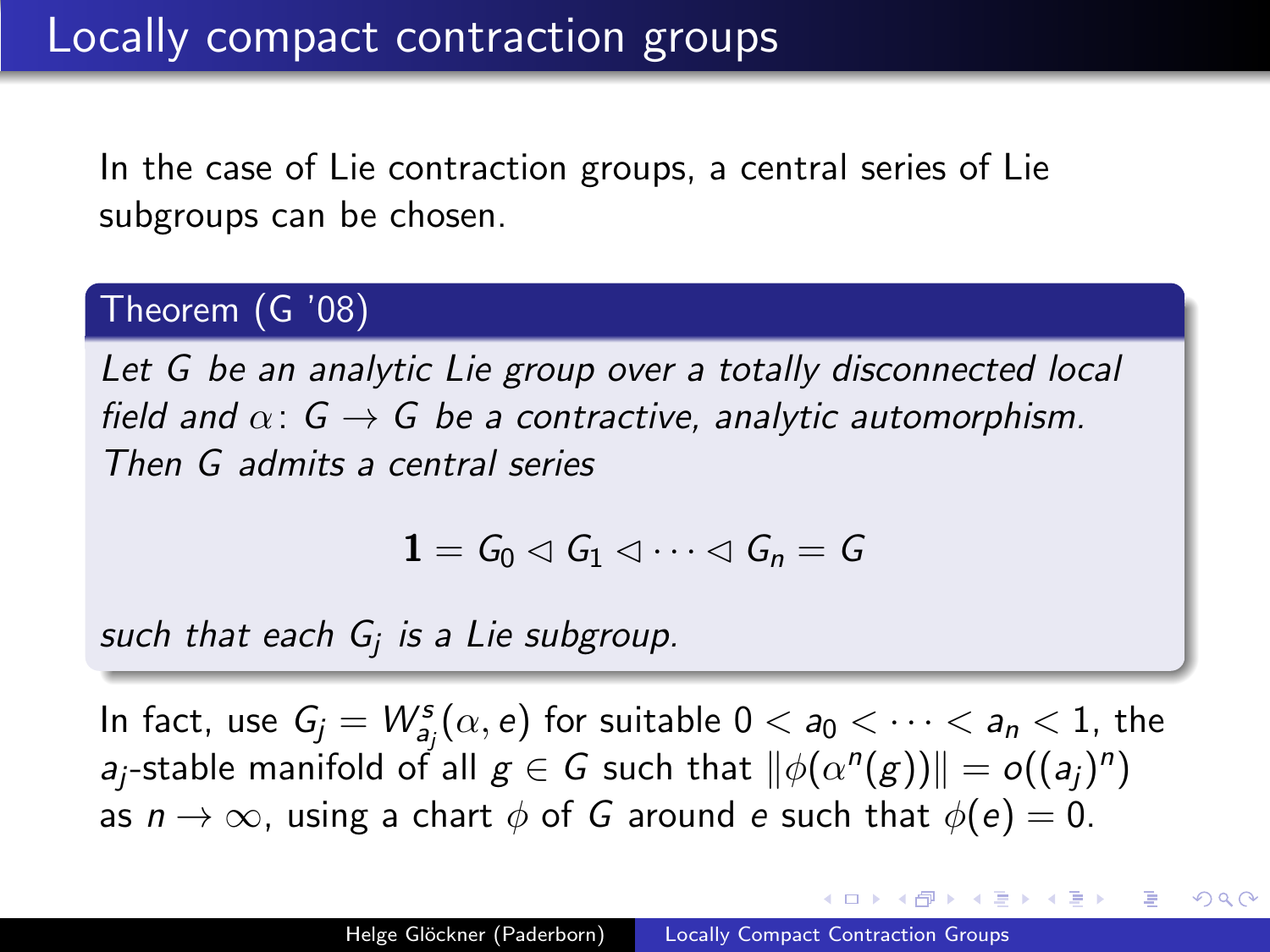# Locally compact contraction groups

In the case of Lie contraction groups, a central series of Lie subgroups can be chosen.

**Theorem (G '08)**

*Let $G$ be an analytic Lie group over a totally disconnected local field and $\alpha\colon G \to G$ be a contractive, analytic automorphism. Then $G$ admits a central series*

$$\mathbf{1} = G_0 \lhd G_1 \lhd \cdots \lhd G_n = G$$

*such that each $G_j$ is a Lie subgroup.*

In fact, use $G_j = W^s_{a_j}(\alpha, e)$ for suitable $0 < a_0 < \cdots < a_n < 1$, the $a_j$-stable manifold of all $g \in G$ such that $\|\phi(\alpha^n(g))\| = o((a_j)^n)$ as $n \to \infty$, using a chart $\phi$ of $G$ around $e$ such that $\phi(e) = 0$.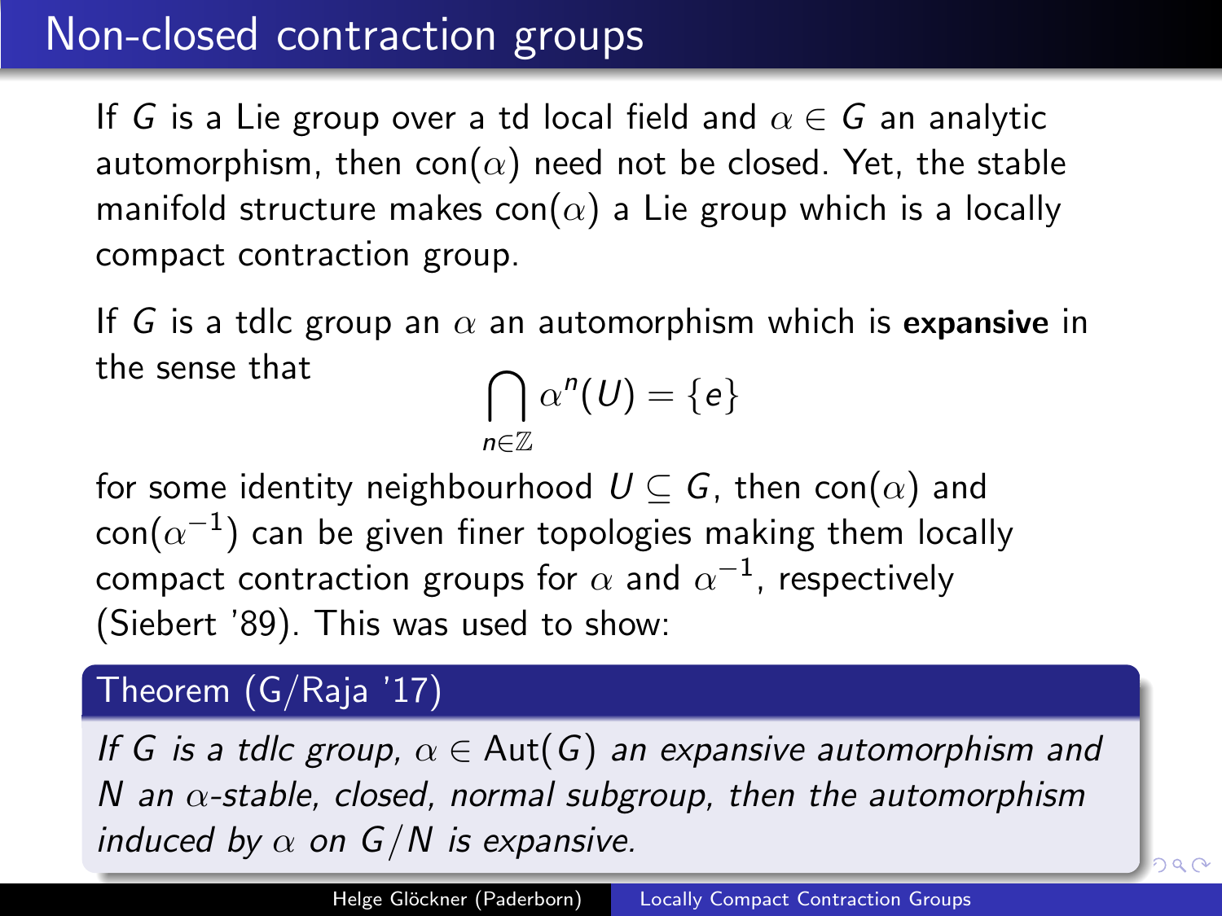# Non-closed contraction groups

If $G$ is a Lie group over a td local field and $\alpha \in G$ an analytic automorphism, then $\text{con}(\alpha)$ need not be closed. Yet, the stable manifold structure makes $\text{con}(\alpha)$ a Lie group which is a locally compact contraction group.

If $G$ is a tdlc group an $\alpha$ an automorphism which is **expansive** in the sense that

$$\bigcap_{n \in \mathbb{Z}} \alpha^n(U) = \{e\}$$

for some identity neighbourhood $U \subseteq G$, then $\text{con}(\alpha)$ and $\text{con}(\alpha^{-1})$ can be given finer topologies making them locally compact contraction groups for $\alpha$ and $\alpha^{-1}$, respectively (Siebert '89). This was used to show:

**Theorem (G/Raja '17)**

*If $G$ is a tdlc group, $\alpha \in \text{Aut}(G)$ an expansive automorphism and $N$ an $\alpha$-stable, closed, normal subgroup, then the automorphism induced by $\alpha$ on $G/N$ is expansive.*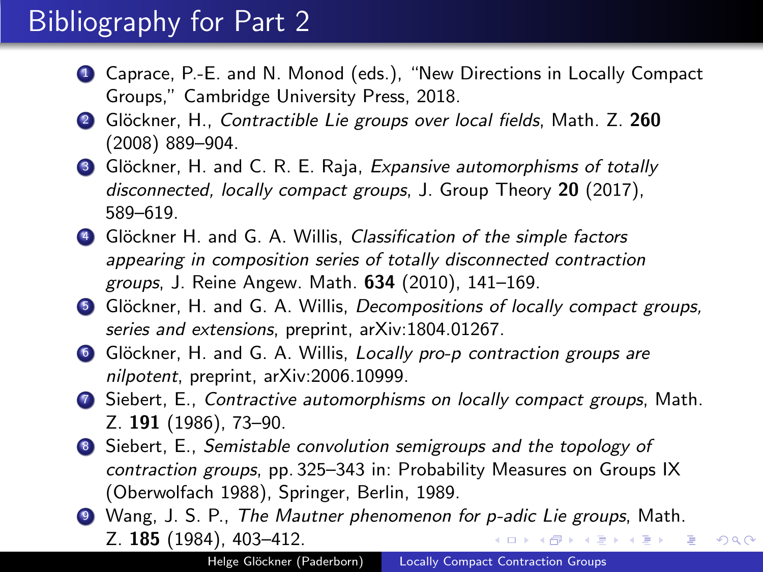# Bibliography for Part 2

1. Caprace, P.-E. and N. Monod (eds.), "New Directions in Locally Compact Groups," Cambridge University Press, 2018.
2. Glöckner, H., *Contractible Lie groups over local fields*, Math. Z. **260** (2008) 889–904.
3. Glöckner, H. and C. R. E. Raja, *Expansive automorphisms of totally disconnected, locally compact groups*, J. Group Theory **20** (2017), 589–619.
4. Glöckner H. and G. A. Willis, *Classification of the simple factors appearing in composition series of totally disconnected contraction groups*, J. Reine Angew. Math. **634** (2010), 141–169.
5. Glöckner, H. and G. A. Willis, *Decompositions of locally compact groups, series and extensions*, preprint, arXiv:1804.01267.
6. Glöckner, H. and G. A. Willis, *Locally pro-p contraction groups are nilpotent*, preprint, arXiv:2006.10999.
7. Siebert, E., *Contractive automorphisms on locally compact groups*, Math. Z. **191** (1986), 73–90.
8. Siebert, E., *Semistable convolution semigroups and the topology of contraction groups*, pp. 325–343 in: Probability Measures on Groups IX (Oberwolfach 1988), Springer, Berlin, 1989.
9. Wang, J. S. P., *The Mautner phenomenon for p-adic Lie groups*, Math. Z. **185** (1984), 403–412.